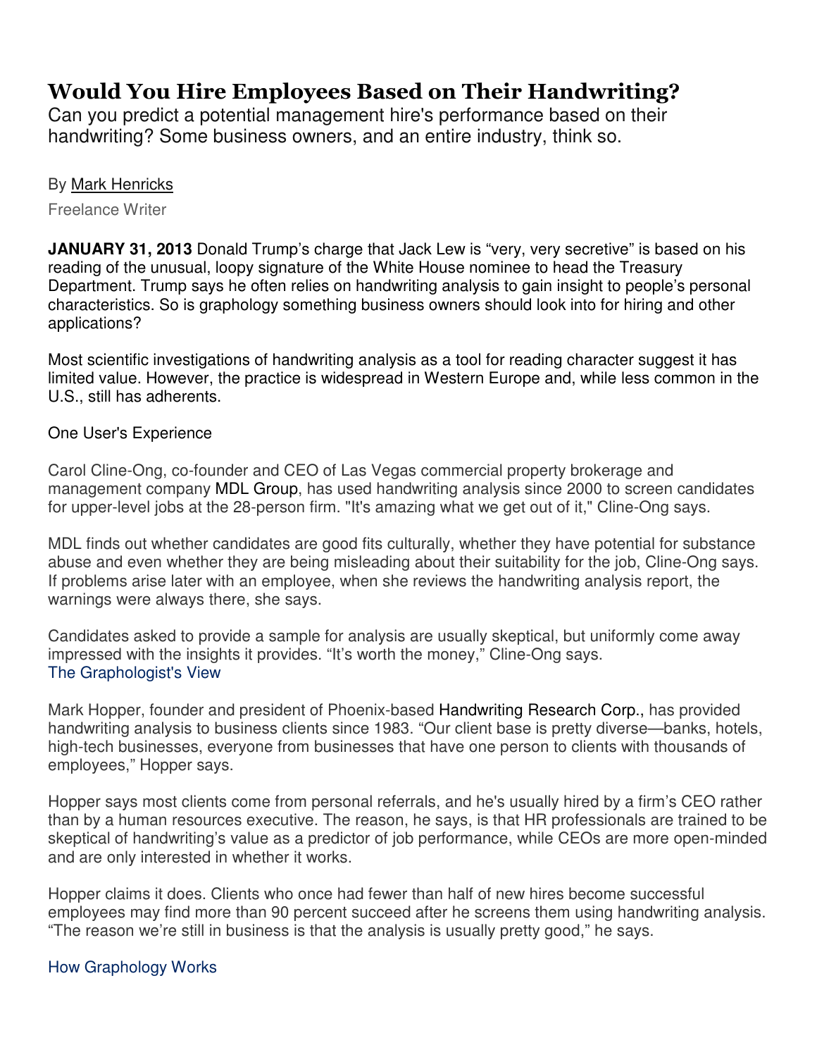# Would You Hire Employees Based on Their Handwriting?

Can you predict a potential management hire's performance based on their handwriting? Some business owners, and an entire industry, think so.

By Mark Henricks

Freelance Writer

**JANUARY 31, 2013** Donald Trump's charge that Jack Lew is "very, very secretive" is based on his reading of the unusual, loopy signature of the White House nominee to head the Treasury Department. Trump says he often relies on handwriting analysis to gain insight to people's personal characteristics. So is graphology something business owners should look into for hiring and other applications?

Most scientific investigations of handwriting analysis as a tool for reading character suggest it has limited value. However, the practice is widespread in Western Europe and, while less common in the U.S., still has adherents.

## One User's Experience

Carol Cline-Ong, co-founder and CEO of Las Vegas commercial property brokerage and management company MDL Group, has used handwriting analysis since 2000 to screen candidates for upper-level jobs at the 28-person firm. "It's amazing what we get out of it," Cline-Ong says.

MDL finds out whether candidates are good fits culturally, whether they have potential for substance abuse and even whether they are being misleading about their suitability for the job, Cline-Ong says. If problems arise later with an employee, when she reviews the handwriting analysis report, the warnings were always there, she says.

Candidates asked to provide a sample for analysis are usually skeptical, but uniformly come away impressed with the insights it provides. "It's worth the money," Cline-Ong says.

## The Graphologist's View

Mark Hopper, founder and president of Phoenix-based Handwriting Research Corp., has provided handwriting analysis to business clients since 1983. "Our client base is pretty diverse—banks, hotels, high-tech businesses, everyone from businesses that have one person to clients with thousands of employees," Hopper says.

Hopper says most clients come from personal referrals, and he's usually hired by a firm's CEO rather than by a human resources executive. The reason, he says, is that HR professionals are trained to be skeptical of handwriting's value as a predictor of job performance, while CEOs are more open-minded and are only interested in whether it works.

Hopper claims it does. Clients who once had fewer than half of new hires become successful employees may find more than 90 percent succeed after he screens them using handwriting analysis. "The reason we're still in business is that the analysis is usually pretty good," he says.

## How Graphology Works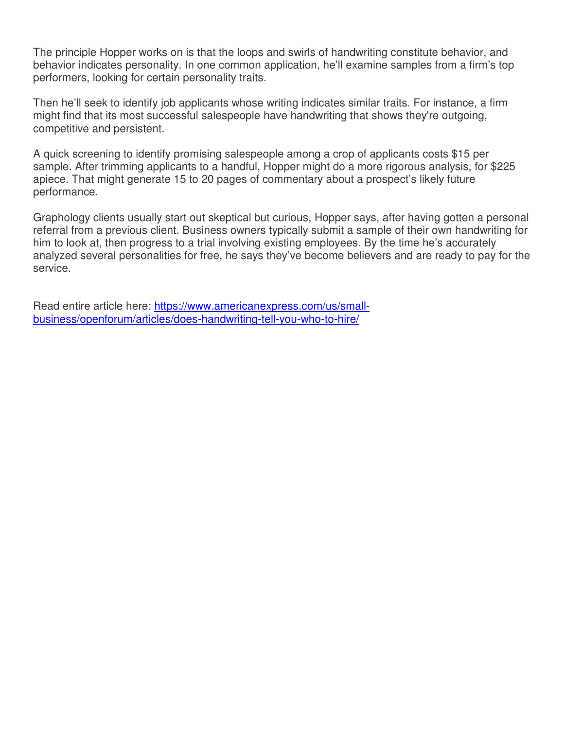The principle Hopper works on is that the loops and swirls of handwriting constitute behavior, and behavior indicates personality. In one common application, he'll examine samples from a firm's top performers, looking for certain personality traits.

Then he'll seek to identify job applicants whose writing indicates similar traits. For instance, a firm might find that its most successful salespeople have handwriting that shows they're outgoing, competitive and persistent.

A quick screening to identify promising salespeople among a crop of applicants costs $15 per sample. After trimming applicants to a handful, Hopper might do a more rigorous analysis, for $225 apiece. That might generate 15 to 20 pages of commentary about a prospect's likely future performance.

Graphology clients usually start out skeptical but curious, Hopper says, after having gotten a personal referral from a previous client. Business owners typically submit a sample of their own handwriting for him to look at, then progress to a trial involving existing employees. By the time he's accurately analyzed several personalities for free, he says they've become believers and are ready to pay for the service.

Read entire article here: [https://www.americanexpress.com/us/small-business/openforum/articles/does-handwriting-tell-you-who-to-hire/](https://www.americanexpress.com/us/small-business/openforum/articles/does-handwriting-tell-you-who-to-hire/)